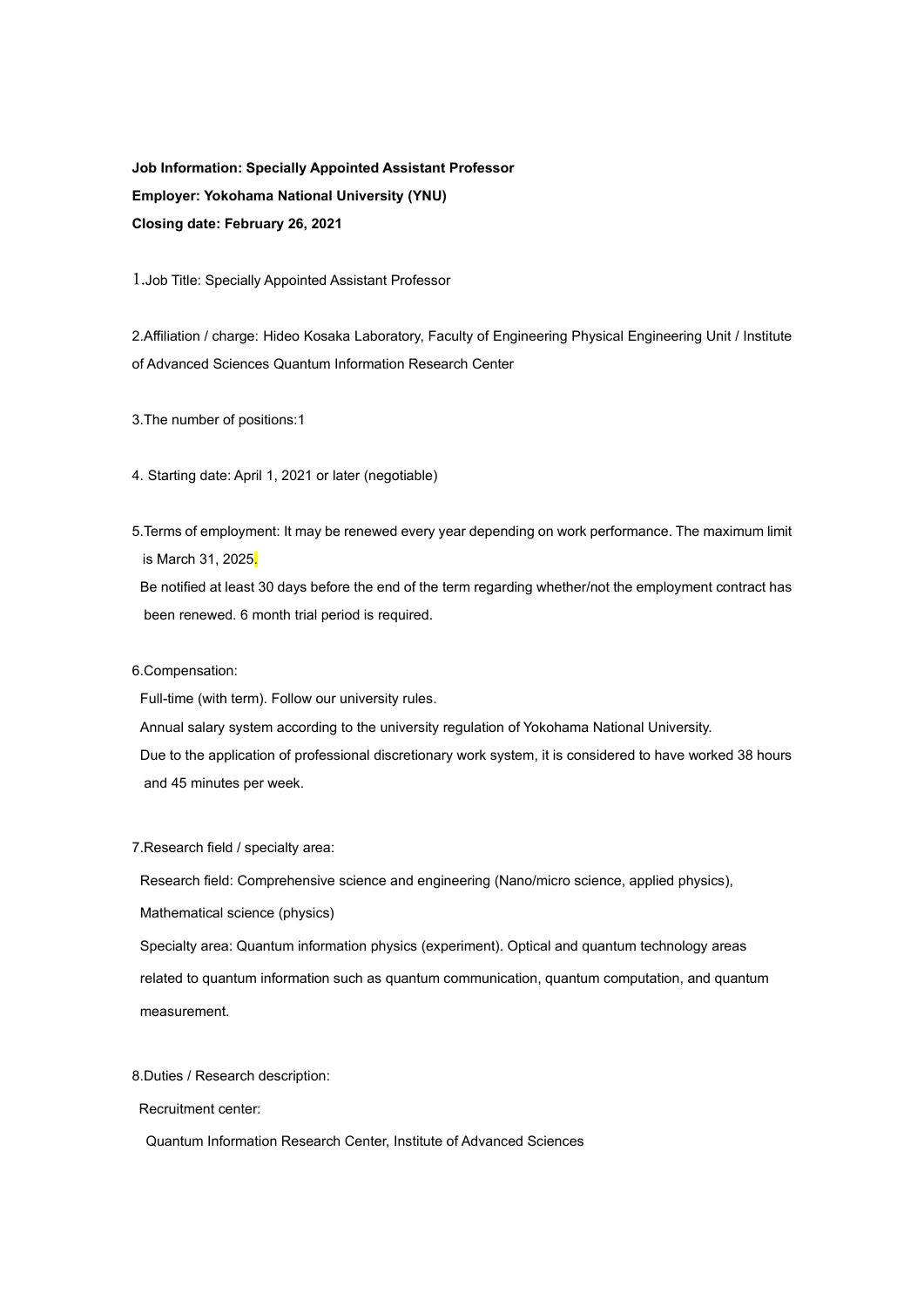**Job Information: Specially Appointed Assistant Professor**

**Employer: Yokohama National University (YNU)**

**Closing date: February 26, 2021**

1.Job Title: Specially Appointed Assistant Professor

2.Affiliation / charge: Hideo Kosaka Laboratory, Faculty of Engineering Physical Engineering Unit / Institute of Advanced Sciences Quantum Information Research Center

3.The number of positions:1

4. Starting date: April 1, 2021 or later (negotiable)

5.Terms of employment: It may be renewed every year depending on work performance. The maximum limit is March 31, 2025.

Be notified at least 30 days before the end of the term regarding whether/not the employment contract has been renewed. 6 month trial period is required.

6.Compensation:

Full-time (with term). Follow our university rules.

Annual salary system according to the university regulation of Yokohama National University.

Due to the application of professional discretionary work system, it is considered to have worked 38 hours and 45 minutes per week.

7.Research field / specialty area:

Research field: Comprehensive science and engineering (Nano/micro science, applied physics), Mathematical science (physics)

Specialty area: Quantum information physics (experiment). Optical and quantum technology areas related to quantum information such as quantum communication, quantum computation, and quantum measurement.

8.Duties / Research description:

Recruitment center:

Quantum Information Research Center, Institute of Advanced Sciences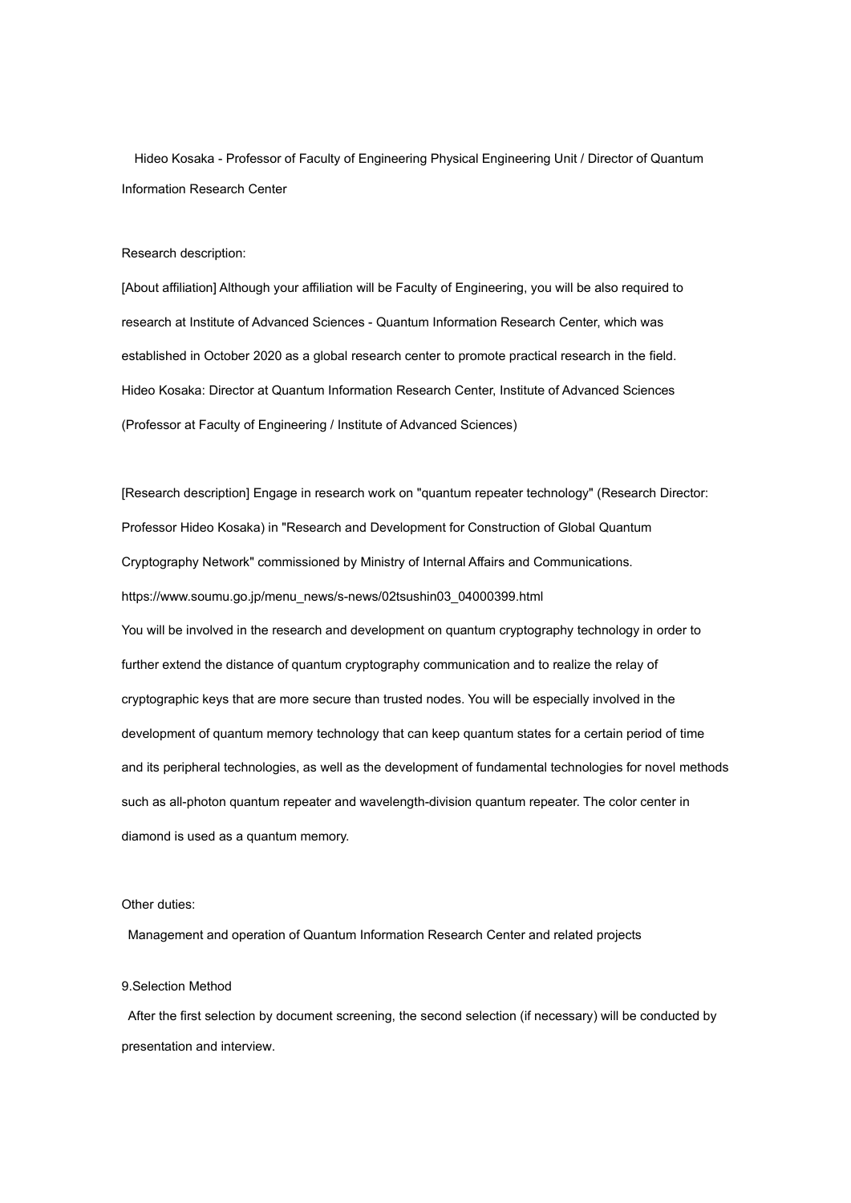Hideo Kosaka - Professor of Faculty of Engineering Physical Engineering Unit / Director of Quantum Information Research Center

Research description:

[About affiliation] Although your affiliation will be Faculty of Engineering, you will be also required to research at Institute of Advanced Sciences - Quantum Information Research Center, which was established in October 2020 as a global research center to promote practical research in the field. Hideo Kosaka: Director at Quantum Information Research Center, Institute of Advanced Sciences (Professor at Faculty of Engineering / Institute of Advanced Sciences)

[Research description] Engage in research work on "quantum repeater technology" (Research Director: Professor Hideo Kosaka) in "Research and Development for Construction of Global Quantum Cryptography Network" commissioned by Ministry of Internal Affairs and Communications.
https://www.soumu.go.jp/menu_news/s-news/02tsushin03_04000399.html
You will be involved in the research and development on quantum cryptography technology in order to further extend the distance of quantum cryptography communication and to realize the relay of cryptographic keys that are more secure than trusted nodes. You will be especially involved in the development of quantum memory technology that can keep quantum states for a certain period of time and its peripheral technologies, as well as the development of fundamental technologies for novel methods such as all-photon quantum repeater and wavelength-division quantum repeater. The color center in diamond is used as a quantum memory.

Other duties:

Management and operation of Quantum Information Research Center and related projects

9.Selection Method

After the first selection by document screening, the second selection (if necessary) will be conducted by presentation and interview.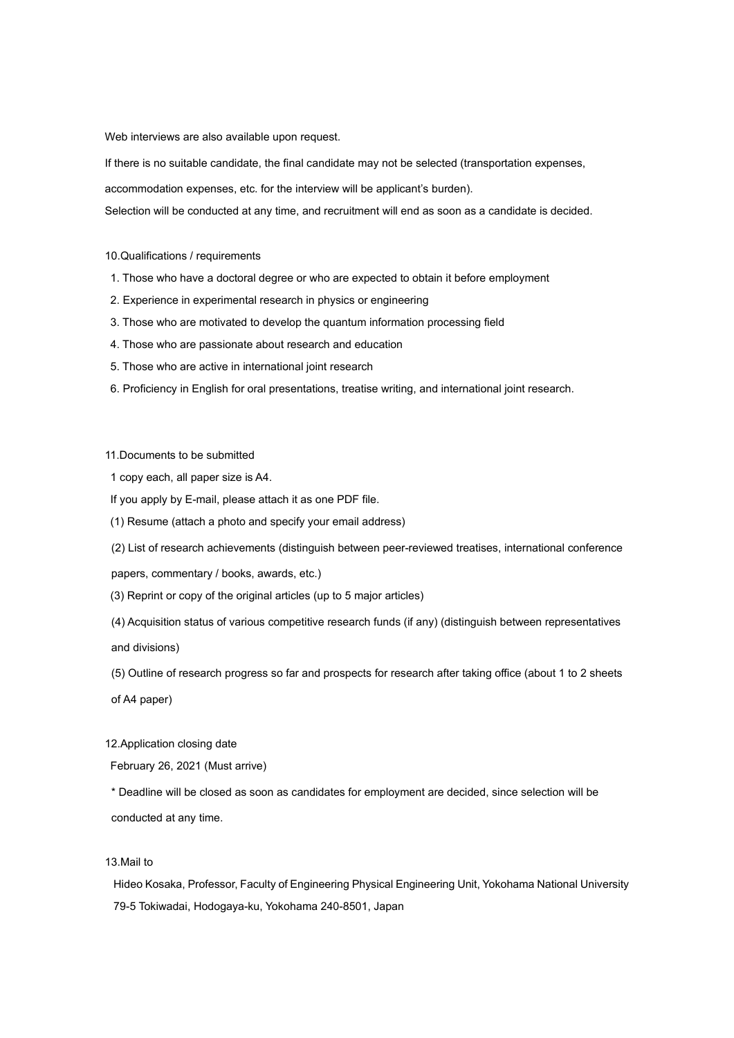Web interviews are also available upon request.

If there is no suitable candidate, the final candidate may not be selected (transportation expenses, accommodation expenses, etc. for the interview will be applicant's burden).

Selection will be conducted at any time, and recruitment will end as soon as a candidate is decided.

## 10.Qualifications / requirements

1. Those who have a doctoral degree or who are expected to obtain it before employment
2. Experience in experimental research in physics or engineering
3. Those who are motivated to develop the quantum information processing field
4. Those who are passionate about research and education
5. Those who are active in international joint research
6. Proficiency in English for oral presentations, treatise writing, and international joint research.

## 11.Documents to be submitted

1 copy each, all paper size is A4.

If you apply by E-mail, please attach it as one PDF file.

(1) Resume (attach a photo and specify your email address)

(2) List of research achievements (distinguish between peer-reviewed treatises, international conference papers, commentary / books, awards, etc.)

(3) Reprint or copy of the original articles (up to 5 major articles)

(4) Acquisition status of various competitive research funds (if any) (distinguish between representatives and divisions)

(5) Outline of research progress so far and prospects for research after taking office (about 1 to 2 sheets of A4 paper)

## 12.Application closing date

February 26, 2021 (Must arrive)

* Deadline will be closed as soon as candidates for employment are decided, since selection will be conducted at any time.

## 13.Mail to

Hideo Kosaka, Professor, Faculty of Engineering Physical Engineering Unit, Yokohama National University
79-5 Tokiwadai, Hodogaya-ku, Yokohama 240-8501, Japan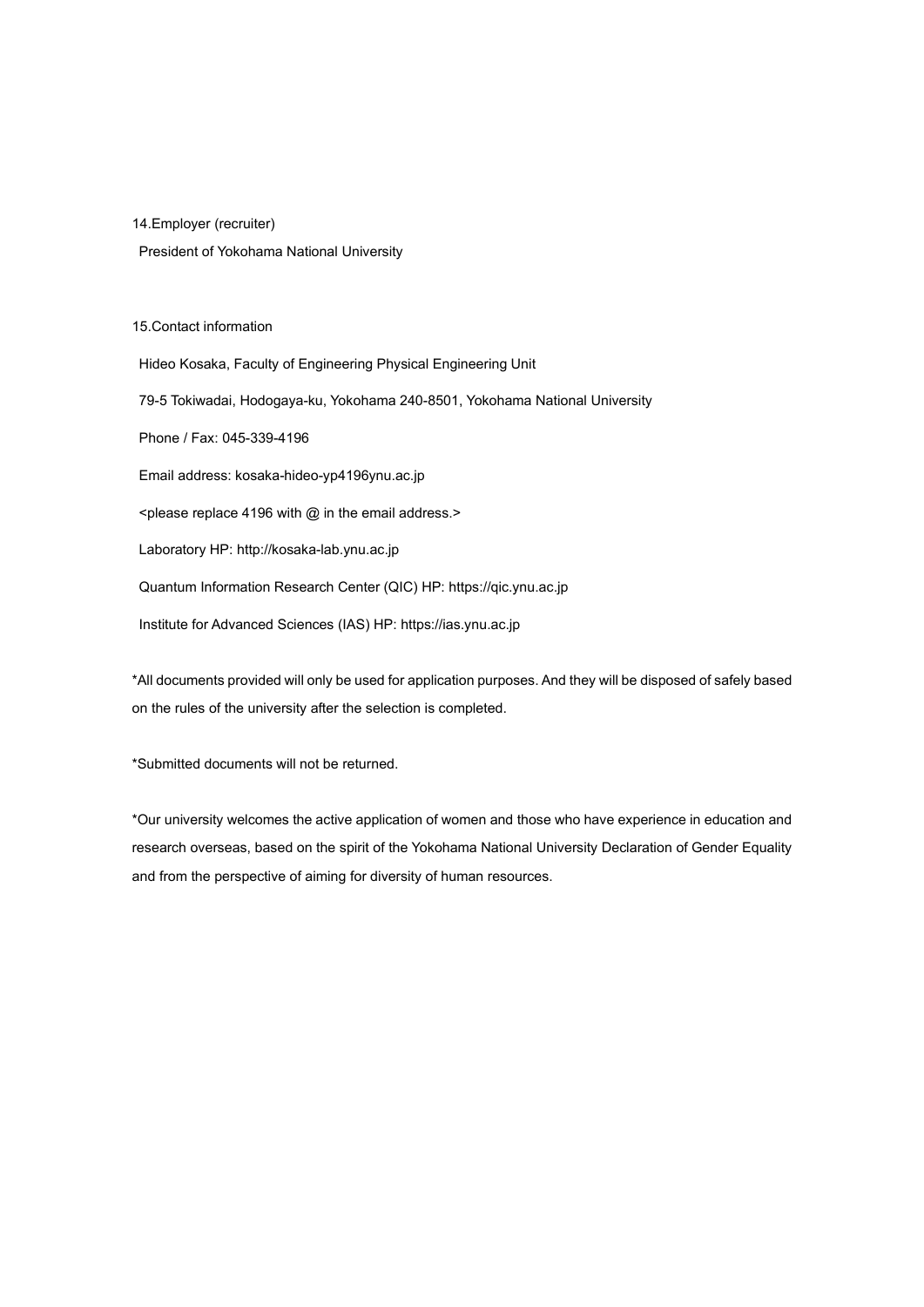14.Employer (recruiter)

President of Yokohama National University

15.Contact information

Hideo Kosaka, Faculty of Engineering Physical Engineering Unit

79-5 Tokiwadai, Hodogaya-ku, Yokohama 240-8501, Yokohama National University

Phone / Fax: 045-339-4196

Email address: kosaka-hideo-yp4196ynu.ac.jp

<please replace 4196 with @ in the email address.>

Laboratory HP: http://kosaka-lab.ynu.ac.jp

Quantum Information Research Center (QIC) HP: https://qic.ynu.ac.jp

Institute for Advanced Sciences (IAS) HP: https://ias.ynu.ac.jp

*All documents provided will only be used for application purposes. And they will be disposed of safely based on the rules of the university after the selection is completed.

*Submitted documents will not be returned.

*Our university welcomes the active application of women and those who have experience in education and research overseas, based on the spirit of the Yokohama National University Declaration of Gender Equality and from the perspective of aiming for diversity of human resources.